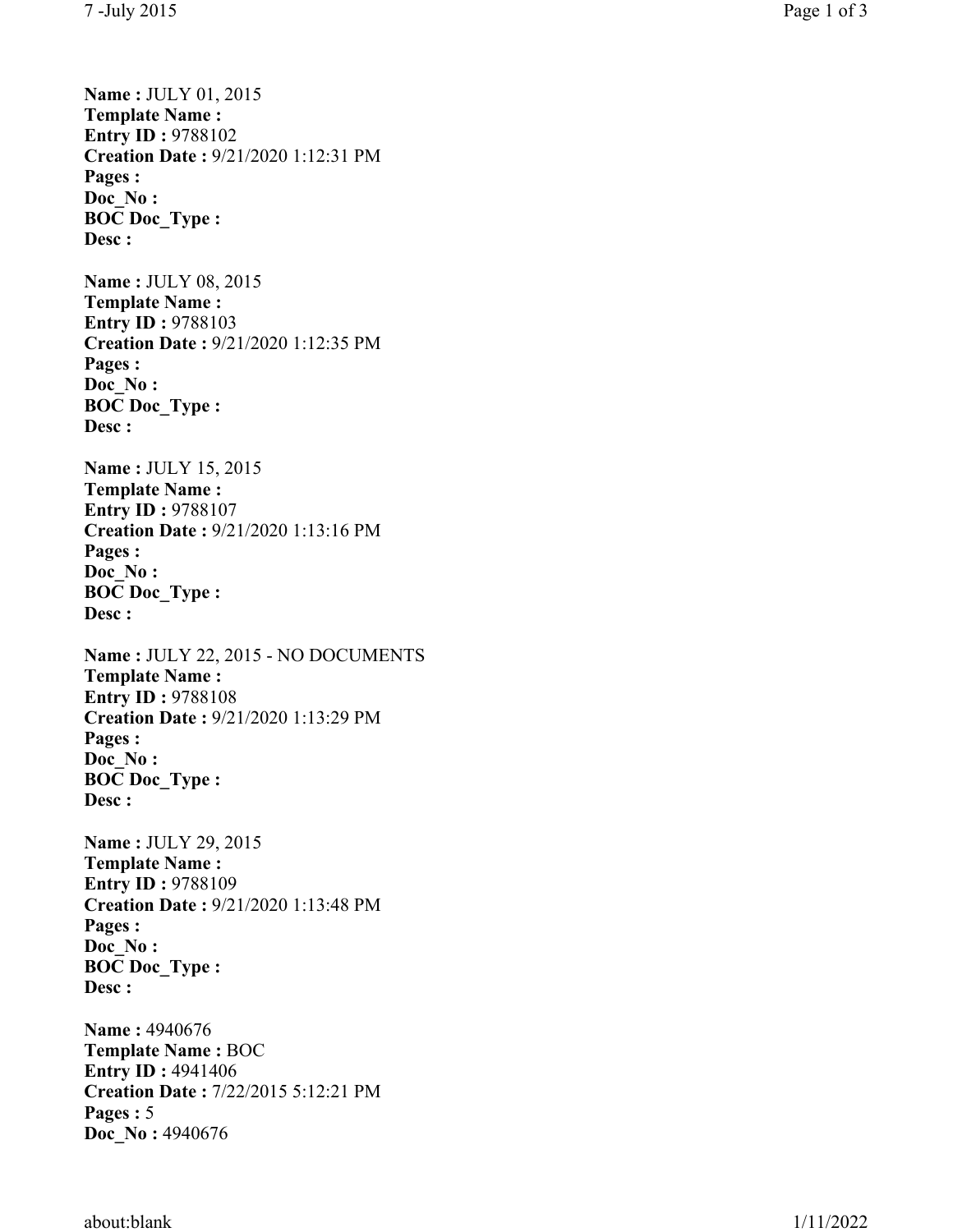**Name :** JULY 01, 2015
**Template Name :**
**Entry ID :** 9788102
**Creation Date :** 9/21/2020 1:12:31 PM
**Pages :**
**Doc_No :**
**BOC Doc_Type :**
**Desc :**

**Name :** JULY 08, 2015
**Template Name :**
**Entry ID :** 9788103
**Creation Date :** 9/21/2020 1:12:35 PM
**Pages :**
**Doc_No :**
**BOC Doc_Type :**
**Desc :**

**Name :** JULY 15, 2015
**Template Name :**
**Entry ID :** 9788107
**Creation Date :** 9/21/2020 1:13:16 PM
**Pages :**
**Doc_No :**
**BOC Doc_Type :**
**Desc :**

**Name :** JULY 22, 2015 - NO DOCUMENTS
**Template Name :**
**Entry ID :** 9788108
**Creation Date :** 9/21/2020 1:13:29 PM
**Pages :**
**Doc_No :**
**BOC Doc_Type :**
**Desc :**

**Name :** JULY 29, 2015
**Template Name :**
**Entry ID :** 9788109
**Creation Date :** 9/21/2020 1:13:48 PM
**Pages :**
**Doc_No :**
**BOC Doc_Type :**
**Desc :**

**Name :** 4940676
**Template Name :** BOC
**Entry ID :** 4941406
**Creation Date :** 7/22/2015 5:12:21 PM
**Pages :** 5
**Doc_No :** 4940676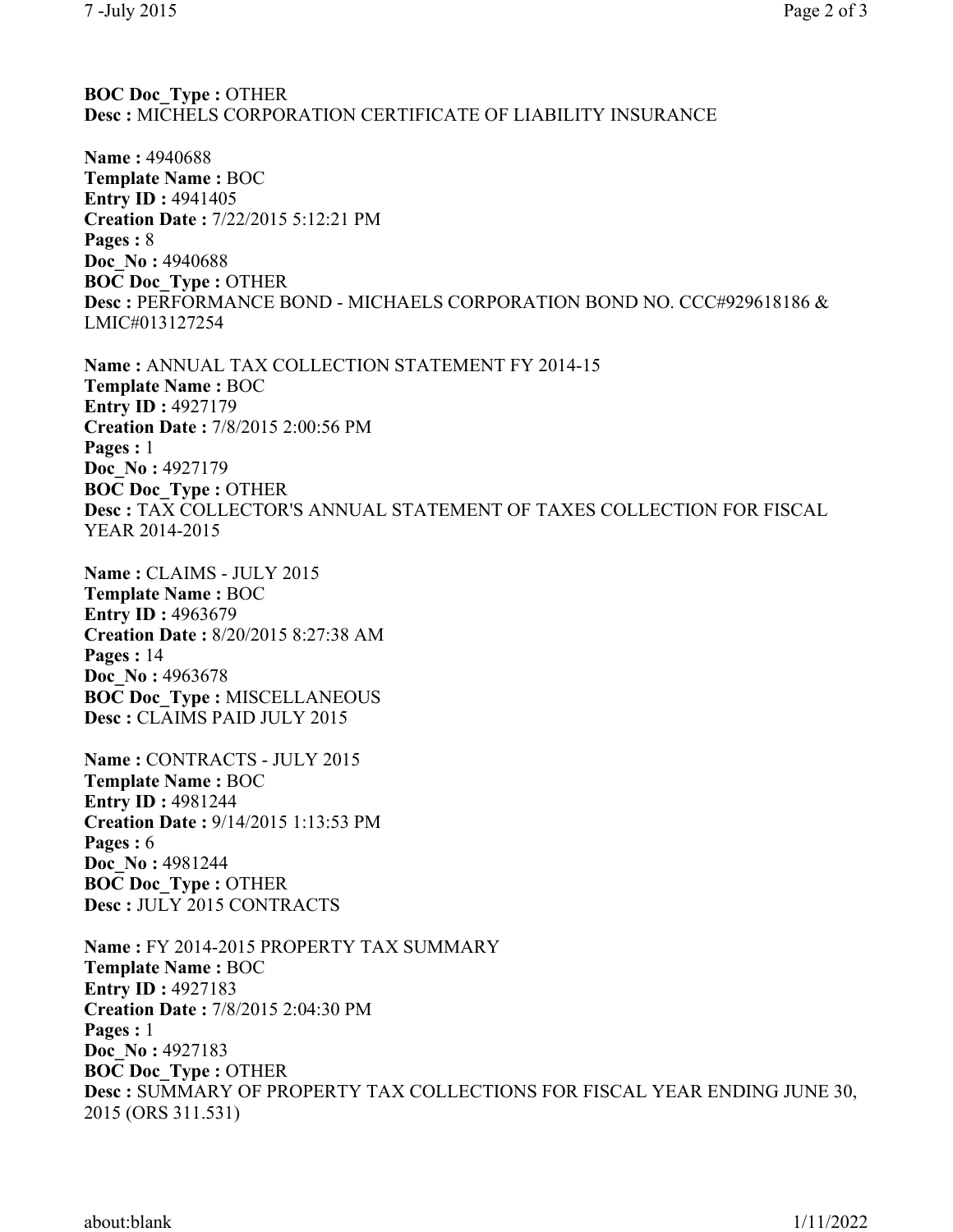**BOC Doc_Type :** OTHER
**Desc :** MICHELS CORPORATION CERTIFICATE OF LIABILITY INSURANCE

**Name :** 4940688
**Template Name :** BOC
**Entry ID :** 4941405
**Creation Date :** 7/22/2015 5:12:21 PM
**Pages :** 8
**Doc_No :** 4940688
**BOC Doc_Type :** OTHER
**Desc :** PERFORMANCE BOND - MICHAELS CORPORATION BOND NO. CCC#929618186 & LMIC#013127254

**Name :** ANNUAL TAX COLLECTION STATEMENT FY 2014-15
**Template Name :** BOC
**Entry ID :** 4927179
**Creation Date :** 7/8/2015 2:00:56 PM
**Pages :** 1
**Doc_No :** 4927179
**BOC Doc_Type :** OTHER
**Desc :** TAX COLLECTOR'S ANNUAL STATEMENT OF TAXES COLLECTION FOR FISCAL YEAR 2014-2015

**Name :** CLAIMS - JULY 2015
**Template Name :** BOC
**Entry ID :** 4963679
**Creation Date :** 8/20/2015 8:27:38 AM
**Pages :** 14
**Doc_No :** 4963678
**BOC Doc_Type :** MISCELLANEOUS
**Desc :** CLAIMS PAID JULY 2015

**Name :** CONTRACTS - JULY 2015
**Template Name :** BOC
**Entry ID :** 4981244
**Creation Date :** 9/14/2015 1:13:53 PM
**Pages :** 6
**Doc_No :** 4981244
**BOC Doc_Type :** OTHER
**Desc :** JULY 2015 CONTRACTS

**Name :** FY 2014-2015 PROPERTY TAX SUMMARY
**Template Name :** BOC
**Entry ID :** 4927183
**Creation Date :** 7/8/2015 2:04:30 PM
**Pages :** 1
**Doc_No :** 4927183
**BOC Doc_Type :** OTHER
**Desc :** SUMMARY OF PROPERTY TAX COLLECTIONS FOR FISCAL YEAR ENDING JUNE 30, 2015 (ORS 311.531)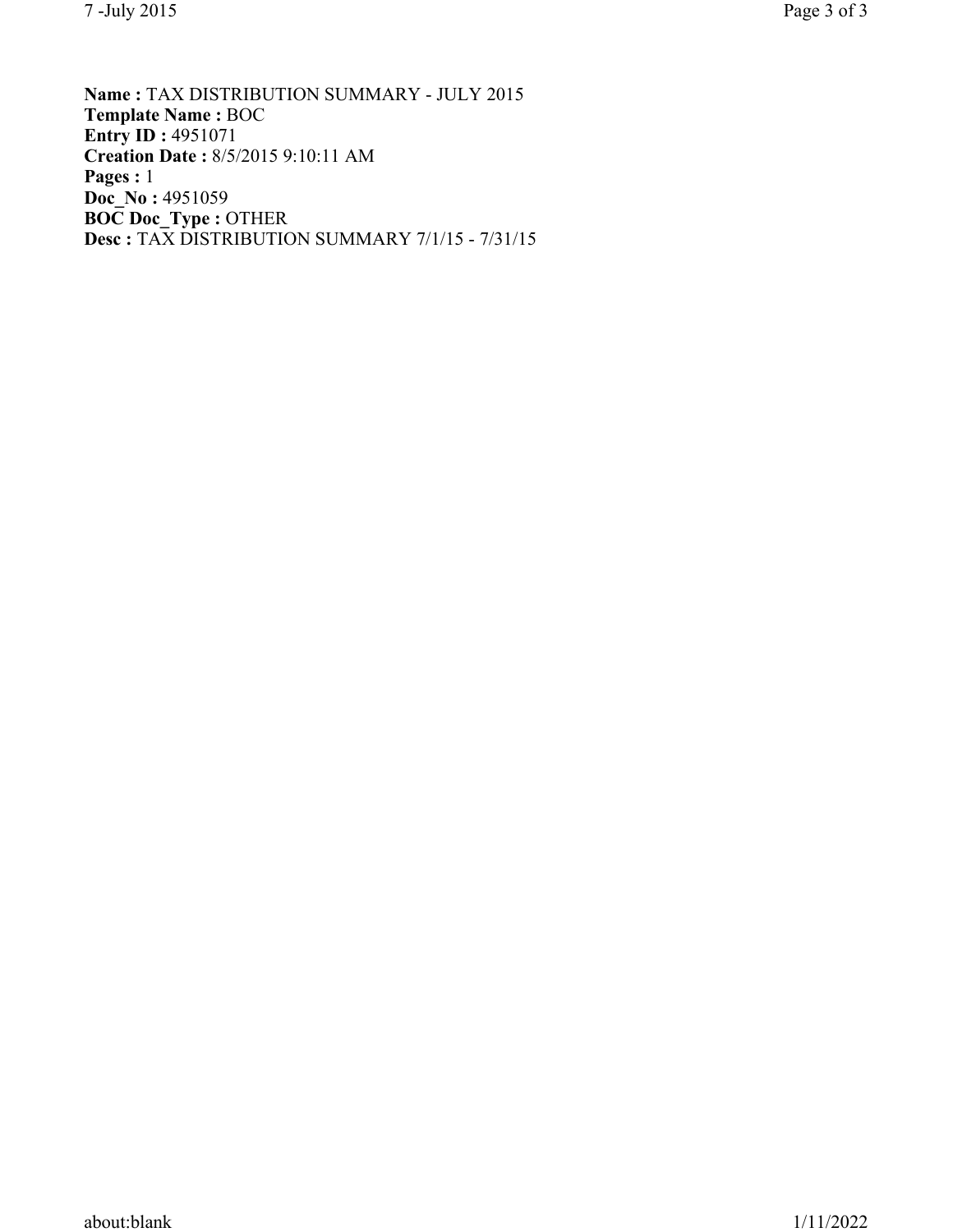**Name :** TAX DISTRIBUTION SUMMARY - JULY 2015
**Template Name :** BOC
**Entry ID :** 4951071
**Creation Date :** 8/5/2015 9:10:11 AM
**Pages :** 1
**Doc_No :** 4951059
**BOC Doc_Type :** OTHER
**Desc :** TAX DISTRIBUTION SUMMARY 7/1/15 - 7/31/15